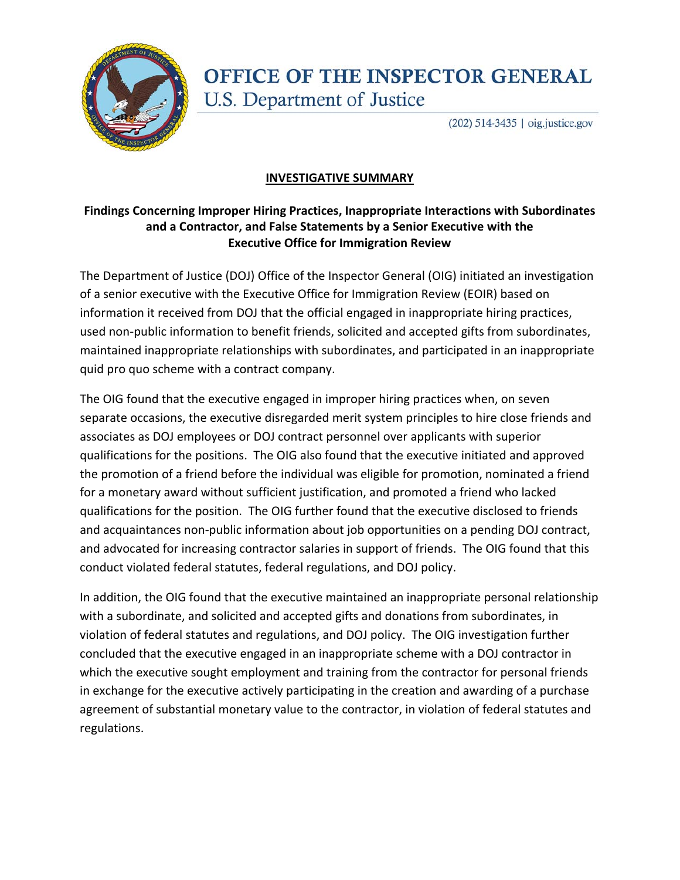# OFFICE OF THE INSPECTOR GENERAL

U.S. Department of Justice

(202) 514-3435 | oig.justice.gov

## INVESTIGATIVE SUMMARY

**Findings Concerning Improper Hiring Practices, Inappropriate Interactions with Subordinates and a Contractor, and False Statements by a Senior Executive with the Executive Office for Immigration Review**

The Department of Justice (DOJ) Office of the Inspector General (OIG) initiated an investigation of a senior executive with the Executive Office for Immigration Review (EOIR) based on information it received from DOJ that the official engaged in inappropriate hiring practices, used non-public information to benefit friends, solicited and accepted gifts from subordinates, maintained inappropriate relationships with subordinates, and participated in an inappropriate quid pro quo scheme with a contract company.

The OIG found that the executive engaged in improper hiring practices when, on seven separate occasions, the executive disregarded merit system principles to hire close friends and associates as DOJ employees or DOJ contract personnel over applicants with superior qualifications for the positions. The OIG also found that the executive initiated and approved the promotion of a friend before the individual was eligible for promotion, nominated a friend for a monetary award without sufficient justification, and promoted a friend who lacked qualifications for the position. The OIG further found that the executive disclosed to friends and acquaintances non-public information about job opportunities on a pending DOJ contract, and advocated for increasing contractor salaries in support of friends. The OIG found that this conduct violated federal statutes, federal regulations, and DOJ policy.

In addition, the OIG found that the executive maintained an inappropriate personal relationship with a subordinate, and solicited and accepted gifts and donations from subordinates, in violation of federal statutes and regulations, and DOJ policy. The OIG investigation further concluded that the executive engaged in an inappropriate scheme with a DOJ contractor in which the executive sought employment and training from the contractor for personal friends in exchange for the executive actively participating in the creation and awarding of a purchase agreement of substantial monetary value to the contractor, in violation of federal statutes and regulations.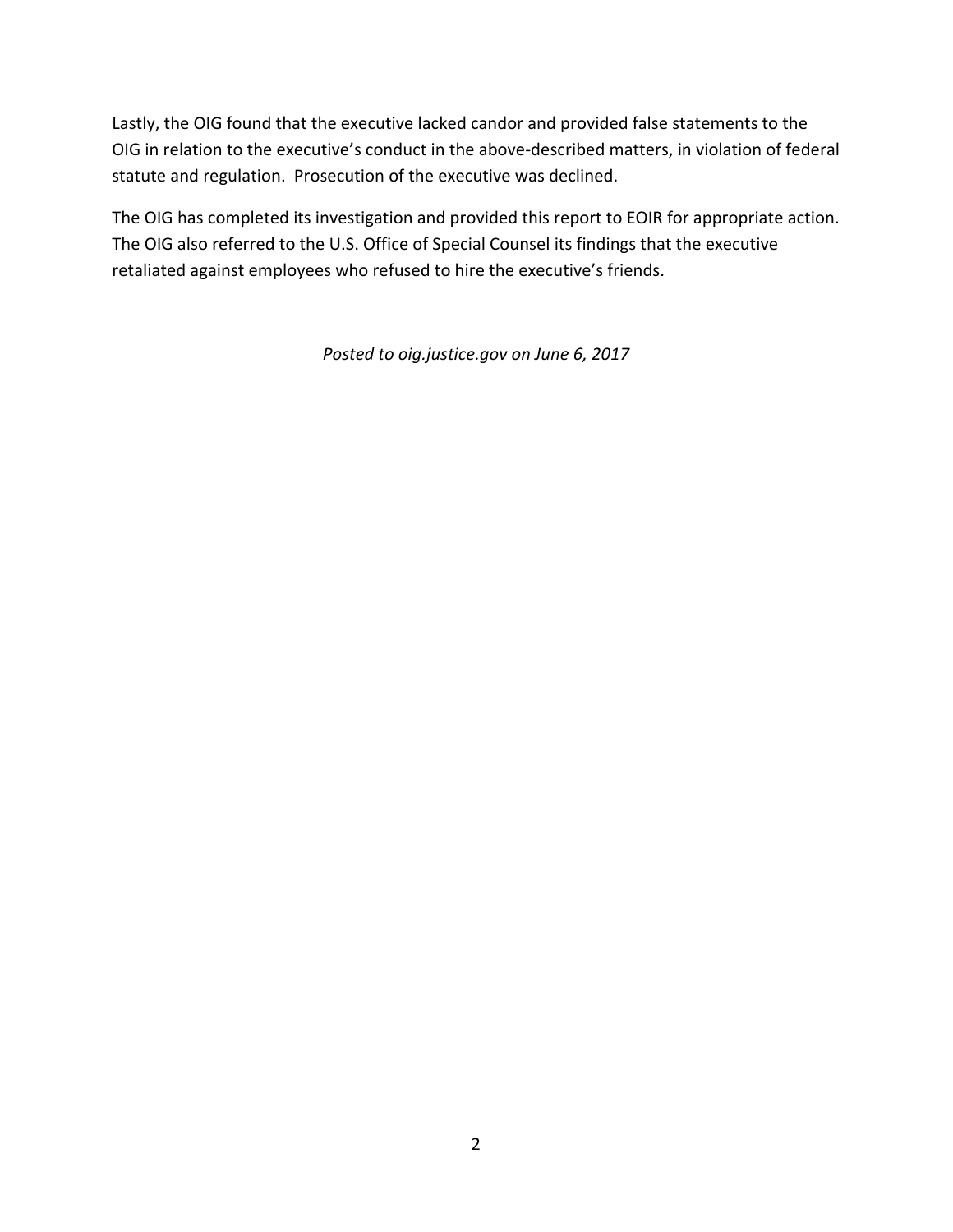Lastly, the OIG found that the executive lacked candor and provided false statements to the OIG in relation to the executive's conduct in the above-described matters, in violation of federal statute and regulation. Prosecution of the executive was declined.

The OIG has completed its investigation and provided this report to EOIR for appropriate action. The OIG also referred to the U.S. Office of Special Counsel its findings that the executive retaliated against employees who refused to hire the executive's friends.

*Posted to oig.justice.gov on June 6, 2017*